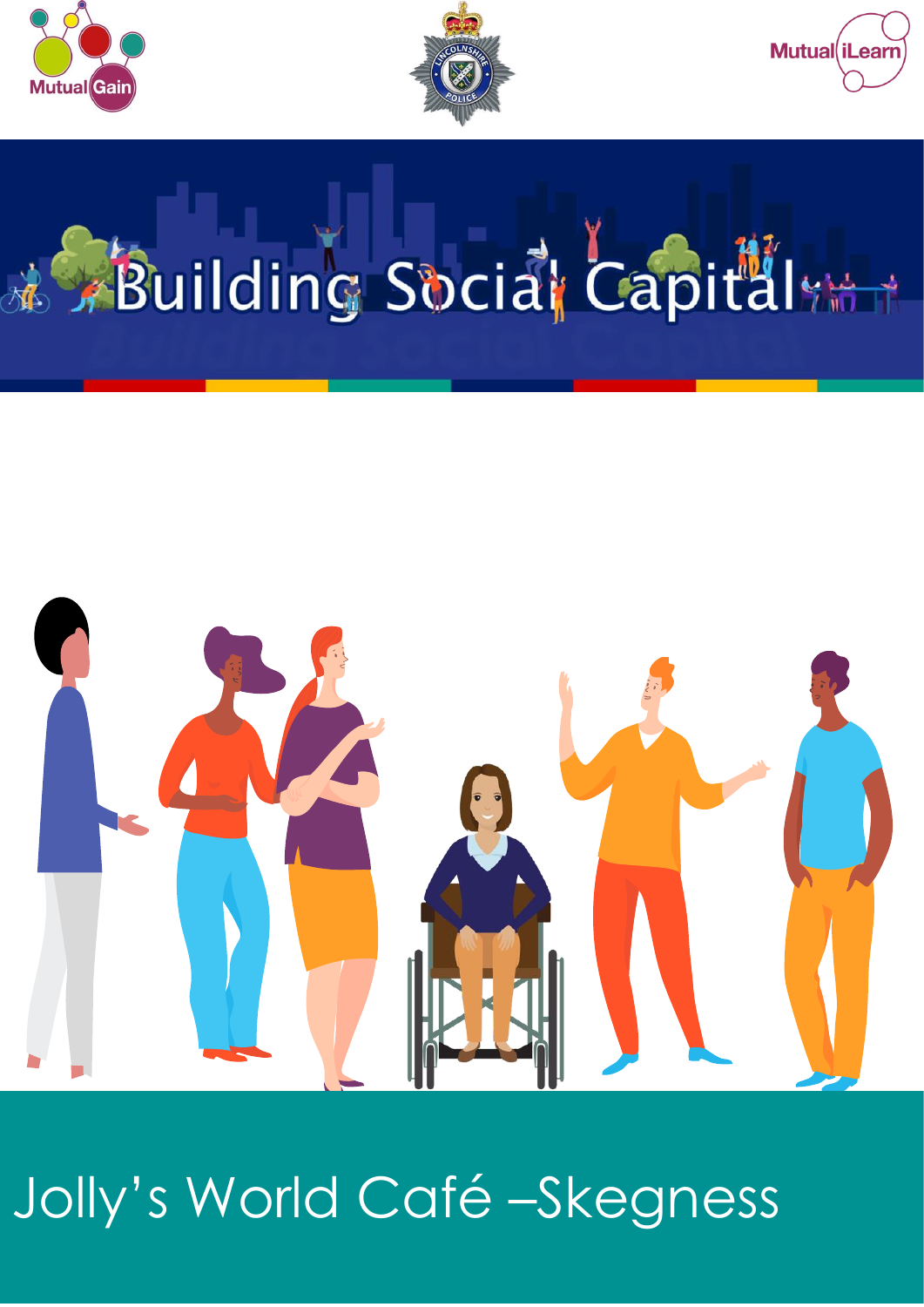Mutual Gain

Mutual iLearn

# Building Social Capital

# Jolly's World Café –Skegness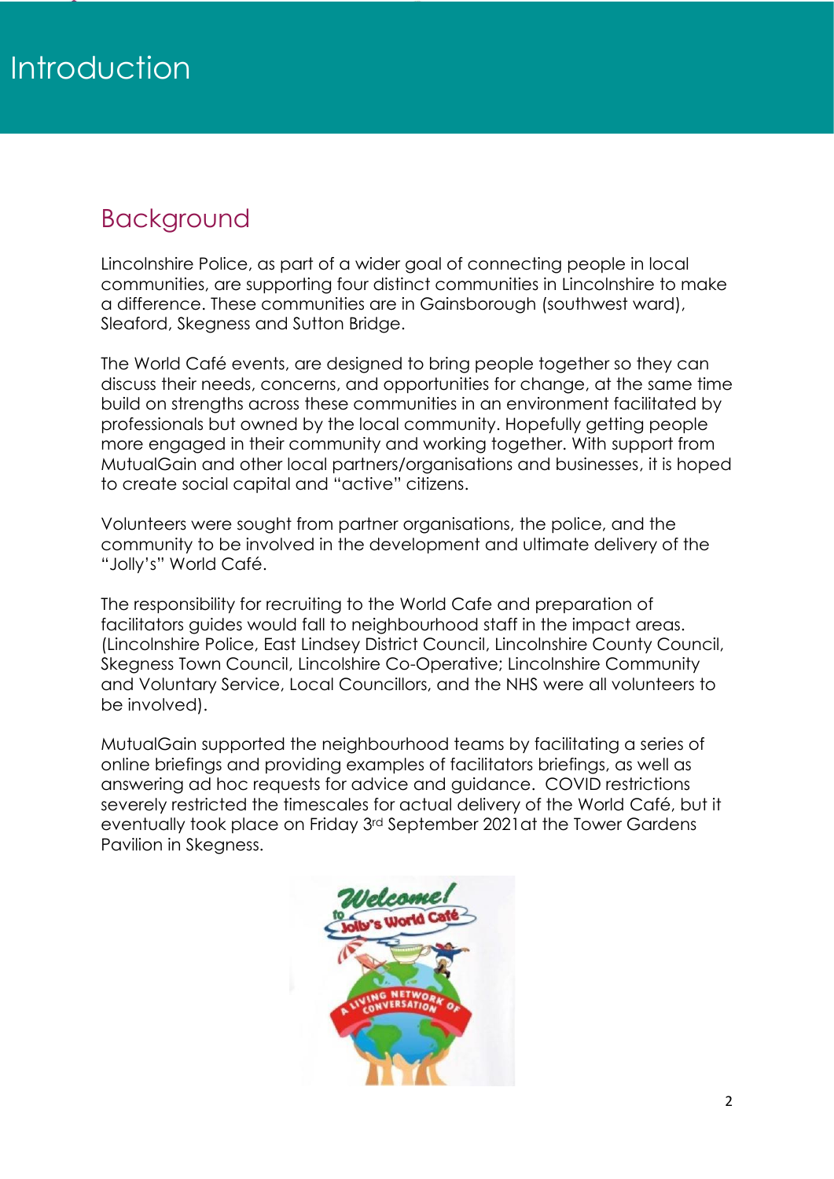# Introduction

## Background

Lincolnshire Police, as part of a wider goal of connecting people in local communities, are supporting four distinct communities in Lincolnshire to make a difference. These communities are in Gainsborough (southwest ward), Sleaford, Skegness and Sutton Bridge.

The World Café events, are designed to bring people together so they can discuss their needs, concerns, and opportunities for change, at the same time build on strengths across these communities in an environment facilitated by professionals but owned by the local community. Hopefully getting people more engaged in their community and working together. With support from MutualGain and other local partners/organisations and businesses, it is hoped to create social capital and "active" citizens.

Volunteers were sought from partner organisations, the police, and the community to be involved in the development and ultimate delivery of the "Jolly's" World Café.

The responsibility for recruiting to the World Cafe and preparation of facilitators guides would fall to neighbourhood staff in the impact areas. (Lincolnshire Police, East Lindsey District Council, Lincolnshire County Council, Skegness Town Council, Lincolshire Co-Operative; Lincolnshire Community and Voluntary Service, Local Councillors, and the NHS were all volunteers to be involved).

MutualGain supported the neighbourhood teams by facilitating a series of online briefings and providing examples of facilitators briefings, as well as answering ad hoc requests for advice and guidance. COVID restrictions severely restricted the timescales for actual delivery of the World Café, but it eventually took place on Friday 3rd September 2021at the Tower Gardens Pavilion in Skegness.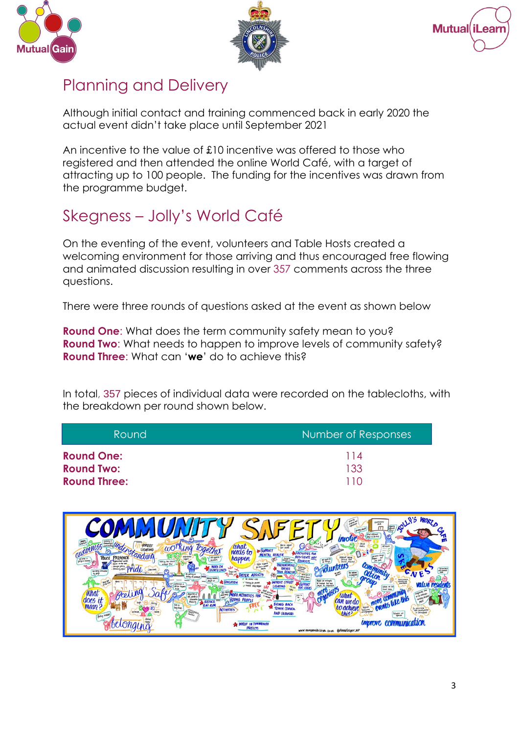## Planning and Delivery

Although initial contact and training commenced back in early 2020 the actual event didn't take place until September 2021

An incentive to the value of £10 incentive was offered to those who registered and then attended the online World Café, with a target of attracting up to 100 people. The funding for the incentives was drawn from the programme budget.

## Skegness – Jolly's World Café

On the eventing of the event, volunteers and Table Hosts created a welcoming environment for those arriving and thus encouraged free flowing and animated discussion resulting in over 357 comments across the three questions.

There were three rounds of questions asked at the event as shown below

**Round One**: What does the term community safety mean to you?
**Round Two**: What needs to happen to improve levels of community safety?
**Round Three**: What can '**we**' do to achieve this?

In total, 357 pieces of individual data were recorded on the tablecloths, with the breakdown per round shown below.

| Round | Number of Responses |
|---|---|
| **Round One:** | 114 |
| **Round Two:** | 133 |
| **Round Three:** | 110 |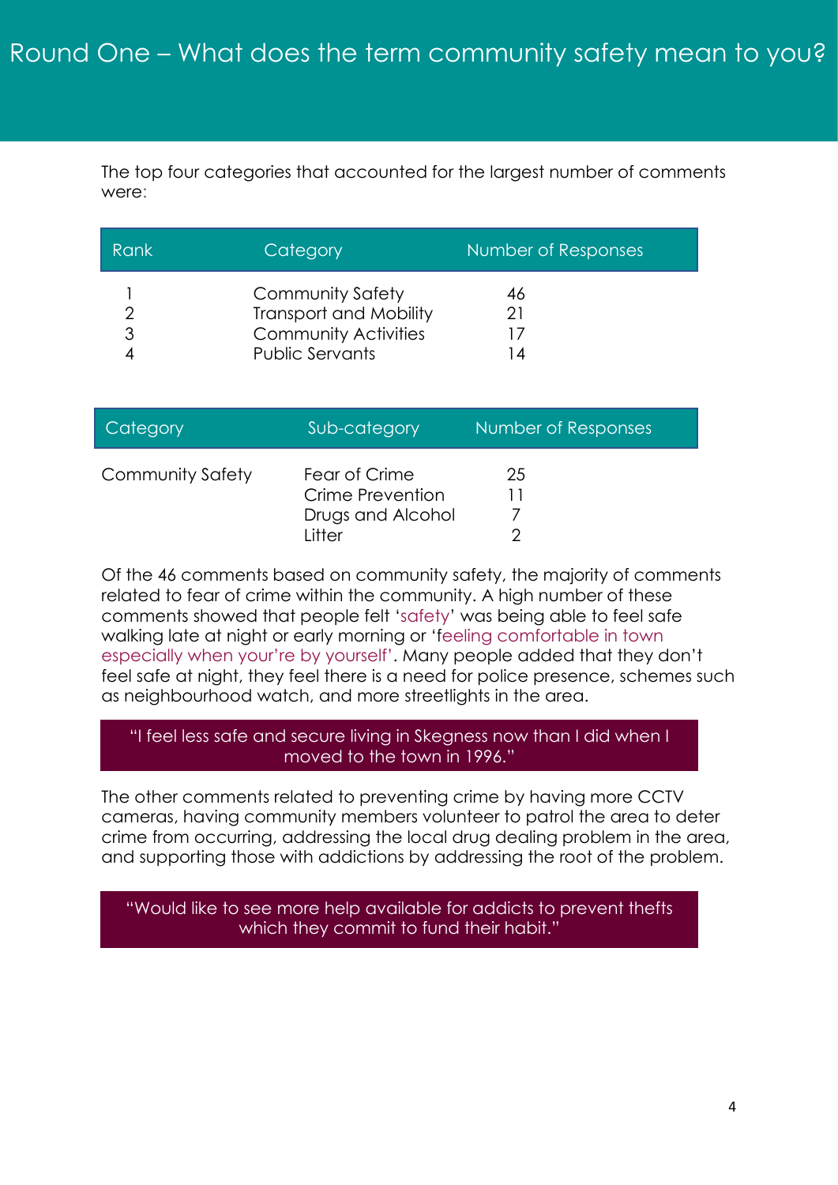# Round One – What does the term community safety mean to you?

The top four categories that accounted for the largest number of comments were:

| Rank | Category | Number of Responses |
| --- | --- | --- |
| 1 | Community Safety | 46 |
| 2 | Transport and Mobility | 21 |
| 3 | Community Activities | 17 |
| 4 | Public Servants | 14 |

| Category | Sub-category | Number of Responses |
| --- | --- | --- |
| Community Safety | Fear of Crime | 25 |
| | Crime Prevention | 11 |
| | Drugs and Alcohol | 7 |
| | Litter | 2 |

Of the 46 comments based on community safety, the majority of comments related to fear of crime within the community. A high number of these comments showed that people felt 'safety' was being able to feel safe walking late at night or early morning or 'feeling comfortable in town especially when your're by yourself'. Many people added that they don't feel safe at night, they feel there is a need for police presence, schemes such as neighbourhood watch, and more streetlights in the area.

> "I feel less safe and secure living in Skegness now than I did when I moved to the town in 1996."

The other comments related to preventing crime by having more CCTV cameras, having community members volunteer to patrol the area to deter crime from occurring, addressing the local drug dealing problem in the area, and supporting those with addictions by addressing the root of the problem.

> "Would like to see more help available for addicts to prevent thefts which they commit to fund their habit."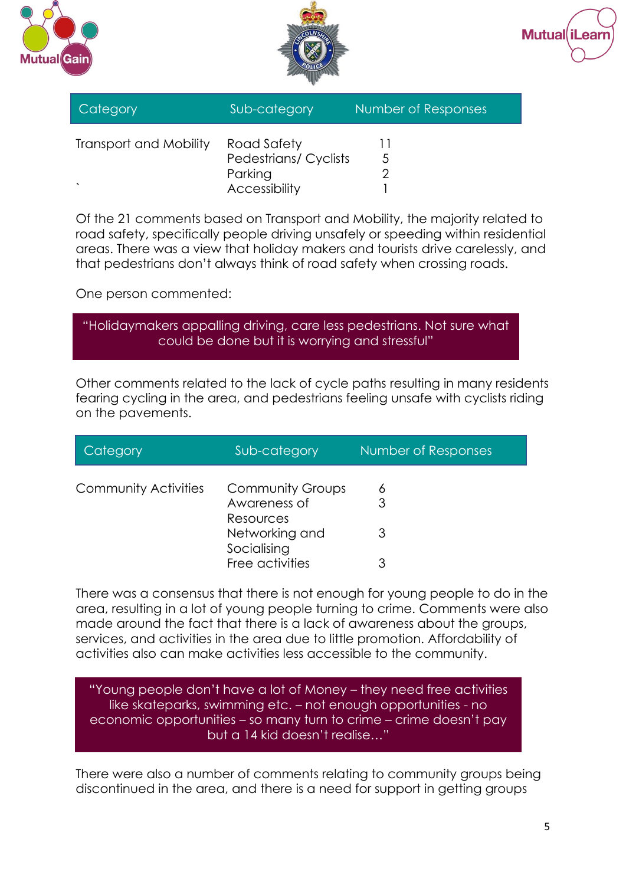| Category | Sub-category | Number of Responses |
|---|---|---|
| Transport and Mobility | Road Safety | 11 |
| | Pedestrians/ Cyclists | 5 |
| | Parking | 2 |
| ` | Accessibility | 1 |

Of the 21 comments based on Transport and Mobility, the majority related to road safety, specifically people driving unsafely or speeding within residential areas. There was a view that holiday makers and tourists drive carelessly, and that pedestrians don't always think of road safety when crossing roads.

One person commented:

> "Holidaymakers appalling driving, care less pedestrians. Not sure what could be done but it is worrying and stressful"

Other comments related to the lack of cycle paths resulting in many residents fearing cycling in the area, and pedestrians feeling unsafe with cyclists riding on the pavements.

| Category | Sub-category | Number of Responses |
|---|---|---|
| Community Activities | Community Groups | 6 |
| | Awareness of Resources | 3 |
| | Networking and Socialising | 3 |
| | Free activities | 3 |

There was a consensus that there is not enough for young people to do in the area, resulting in a lot of young people turning to crime. Comments were also made around the fact that there is a lack of awareness about the groups, services, and activities in the area due to little promotion. Affordability of activities also can make activities less accessible to the community.

> "Young people don't have a lot of Money – they need free activities like skateparks, swimming etc. – not enough opportunities - no economic opportunities – so many turn to crime – crime doesn't pay but a 14 kid doesn't realise…"

There were also a number of comments relating to community groups being discontinued in the area, and there is a need for support in getting groups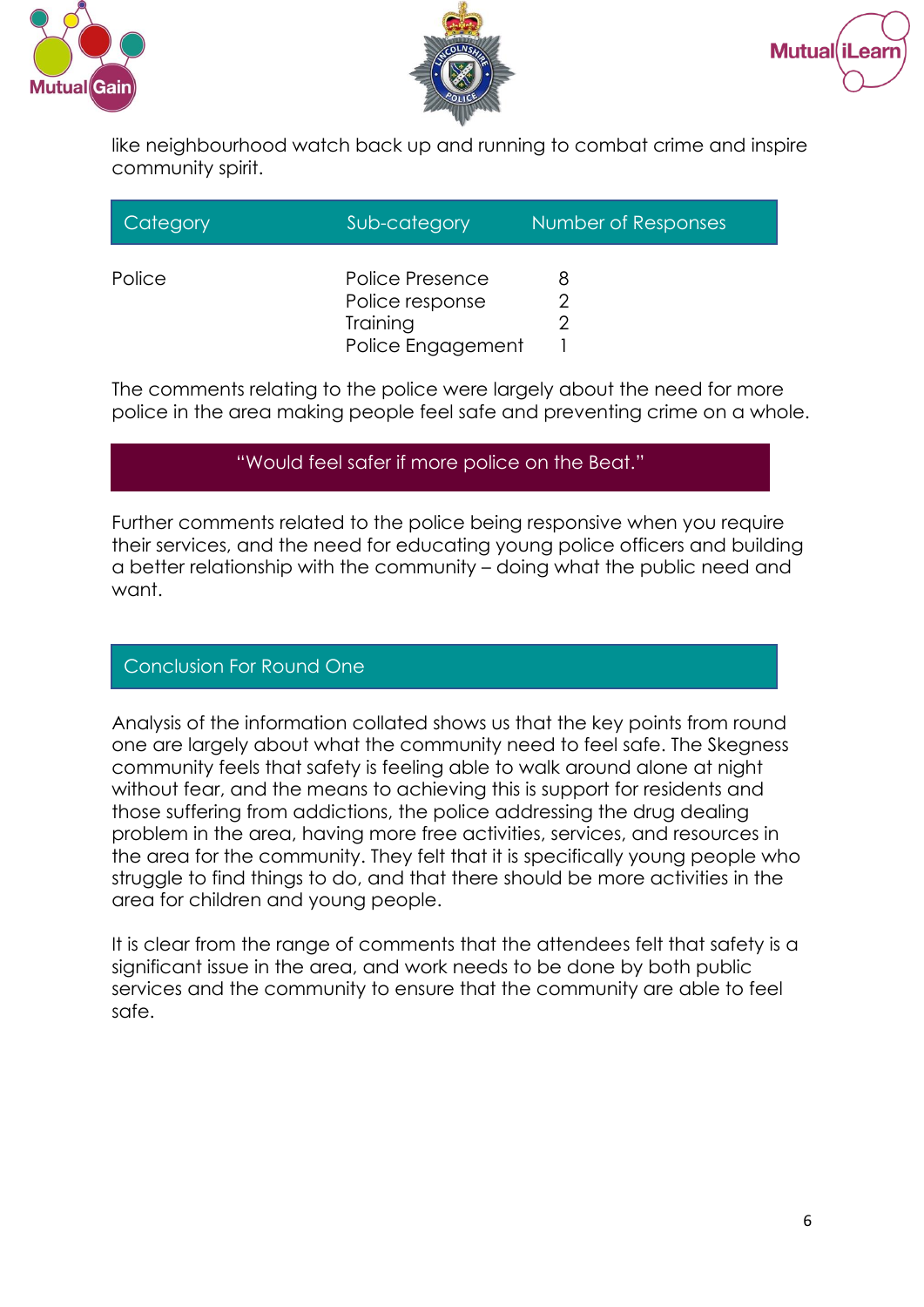like neighbourhood watch back up and running to combat crime and inspire community spirit.

| Category | Sub-category | Number of Responses |
|---|---|---|
| Police | Police Presence | 8 |
| | Police response | 2 |
| | Training | 2 |
| | Police Engagement | 1 |

The comments relating to the police were largely about the need for more police in the area making people feel safe and preventing crime on a whole.

> "Would feel safer if more police on the Beat."

Further comments related to the police being responsive when you require their services, and the need for educating young police officers and building a better relationship with the community – doing what the public need and want.

## Conclusion For Round One

Analysis of the information collated shows us that the key points from round one are largely about what the community need to feel safe. The Skegness community feels that safety is feeling able to walk around alone at night without fear, and the means to achieving this is support for residents and those suffering from addictions, the police addressing the drug dealing problem in the area, having more free activities, services, and resources in the area for the community. They felt that it is specifically young people who struggle to find things to do, and that there should be more activities in the area for children and young people.

It is clear from the range of comments that the attendees felt that safety is a significant issue in the area, and work needs to be done by both public services and the community to ensure that the community are able to feel safe.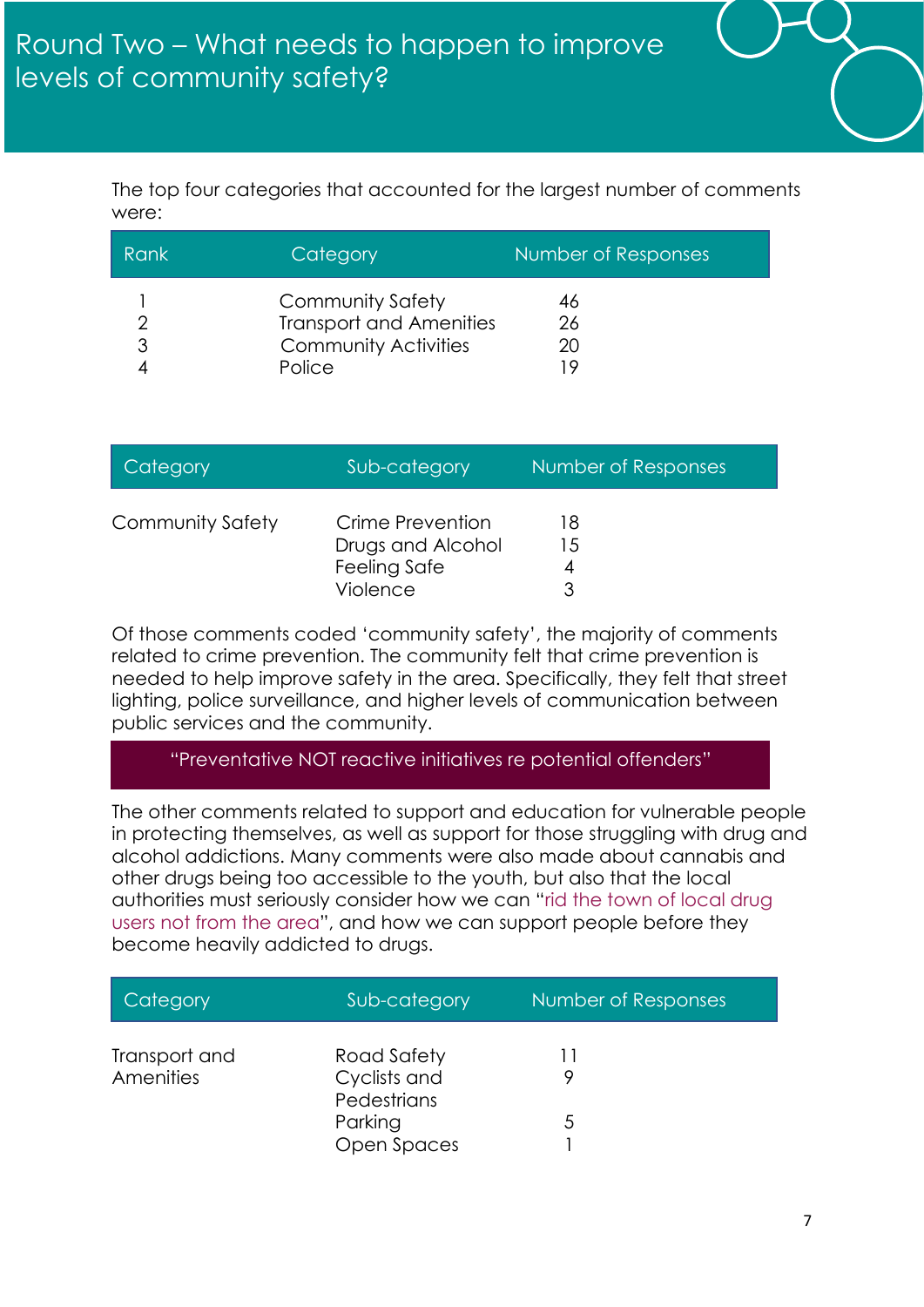# Round Two – What needs to happen to improve levels of community safety?

The top four categories that accounted for the largest number of comments were:

| Rank | Category | Number of Responses |
|---|---|---|
| 1 | Community Safety | 46 |
| 2 | Transport and Amenities | 26 |
| 3 | Community Activities | 20 |
| 4 | Police | 19 |

| Category | Sub-category | Number of Responses |
|---|---|---|
| Community Safety | Crime Prevention | 18 |
| | Drugs and Alcohol | 15 |
| | Feeling Safe | 4 |
| | Violence | 3 |

Of those comments coded 'community safety', the majority of comments related to crime prevention. The community felt that crime prevention is needed to help improve safety in the area. Specifically, they felt that street lighting, police surveillance, and higher levels of communication between public services and the community.

> "Preventative NOT reactive initiatives re potential offenders"

The other comments related to support and education for vulnerable people in protecting themselves, as well as support for those struggling with drug and alcohol addictions. Many comments were also made about cannabis and other drugs being too accessible to the youth, but also that the local authorities must seriously consider how we can "rid the town of local drug users not from the area", and how we can support people before they become heavily addicted to drugs.

| Category | Sub-category | Number of Responses |
|---|---|---|
| Transport and Amenities | Road Safety | 11 |
| | Cyclists and Pedestrians | 9 |
| | Parking | 5 |
| | Open Spaces | 1 |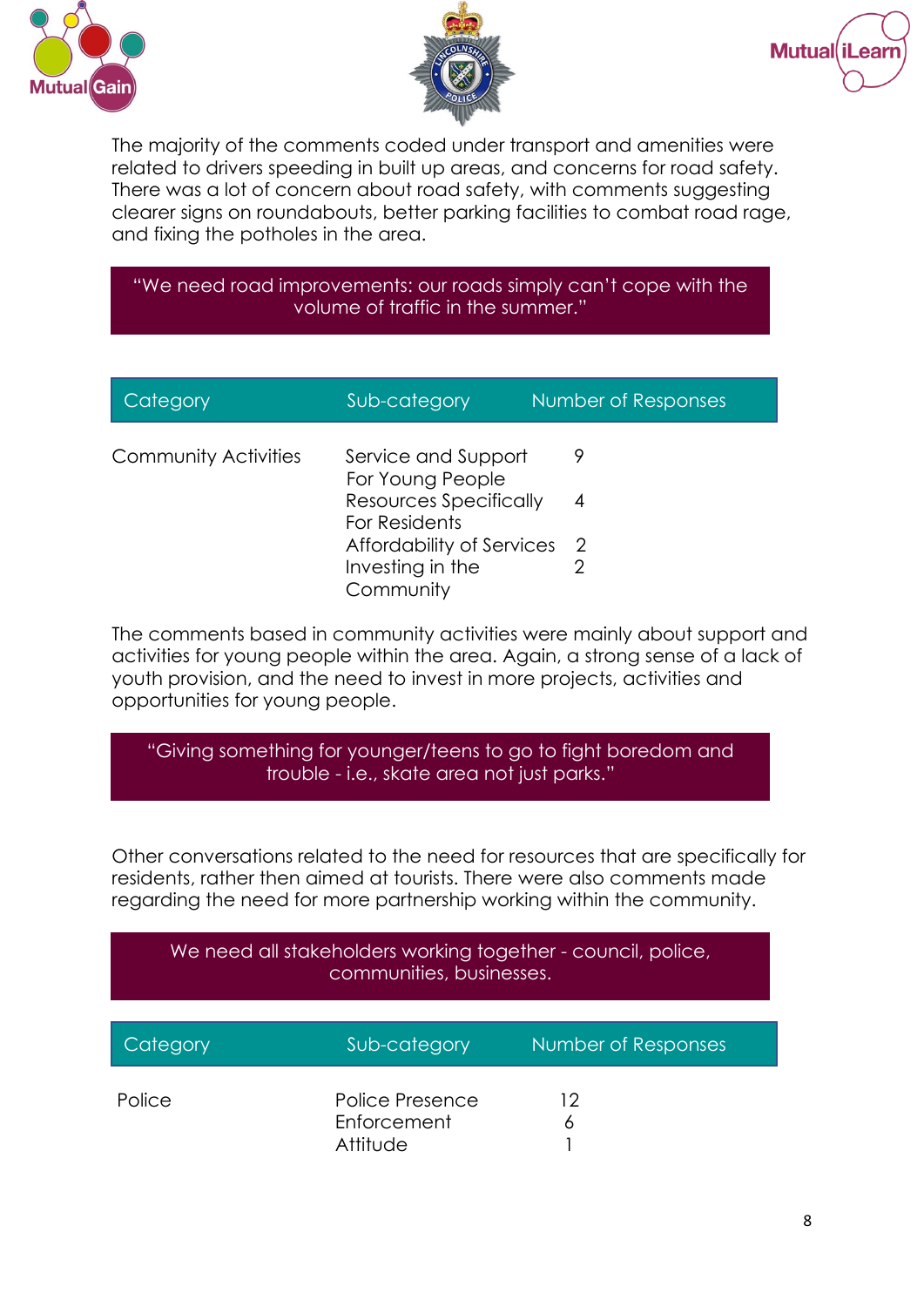The majority of the comments coded under transport and amenities were related to drivers speeding in built up areas, and concerns for road safety. There was a lot of concern about road safety, with comments suggesting clearer signs on roundabouts, better parking facilities to combat road rage, and fixing the potholes in the area.

> "We need road improvements: our roads simply can't cope with the volume of traffic in the summer."

| Category | Sub-category | Number of Responses |
|---|---|---|
| Community Activities | Service and Support For Young People | 9 |
| | Resources Specifically For Residents | 4 |
| | Affordability of Services | 2 |
| | Investing in the Community | 2 |

The comments based in community activities were mainly about support and activities for young people within the area. Again, a strong sense of a lack of youth provision, and the need to invest in more projects, activities and opportunities for young people.

> "Giving something for younger/teens to go to fight boredom and trouble - i.e., skate area not just parks."

Other conversations related to the need for resources that are specifically for residents, rather then aimed at tourists. There were also comments made regarding the need for more partnership working within the community.

> We need all stakeholders working together - council, police, communities, businesses.

| Category | Sub-category | Number of Responses |
|---|---|---|
| Police | Police Presence | 12 |
| | Enforcement | 6 |
| | Attitude | 1 |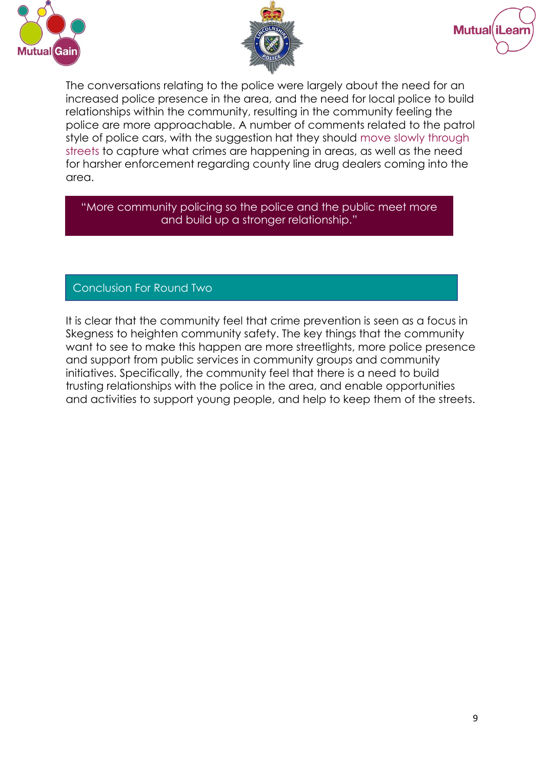The conversations relating to the police were largely about the need for an increased police presence in the area, and the need for local police to build relationships within the community, resulting in the community feeling the police are more approachable. A number of comments related to the patrol style of police cars, with the suggestion hat they should move slowly through streets to capture what crimes are happening in areas, as well as the need for harsher enforcement regarding county line drug dealers coming into the area.

> "More community policing so the police and the public meet more and build up a stronger relationship."

## Conclusion For Round Two

It is clear that the community feel that crime prevention is seen as a focus in Skegness to heighten community safety. The key things that the community want to see to make this happen are more streetlights, more police presence and support from public services in community groups and community initiatives. Specifically, the community feel that there is a need to build trusting relationships with the police in the area, and enable opportunities and activities to support young people, and help to keep them of the streets.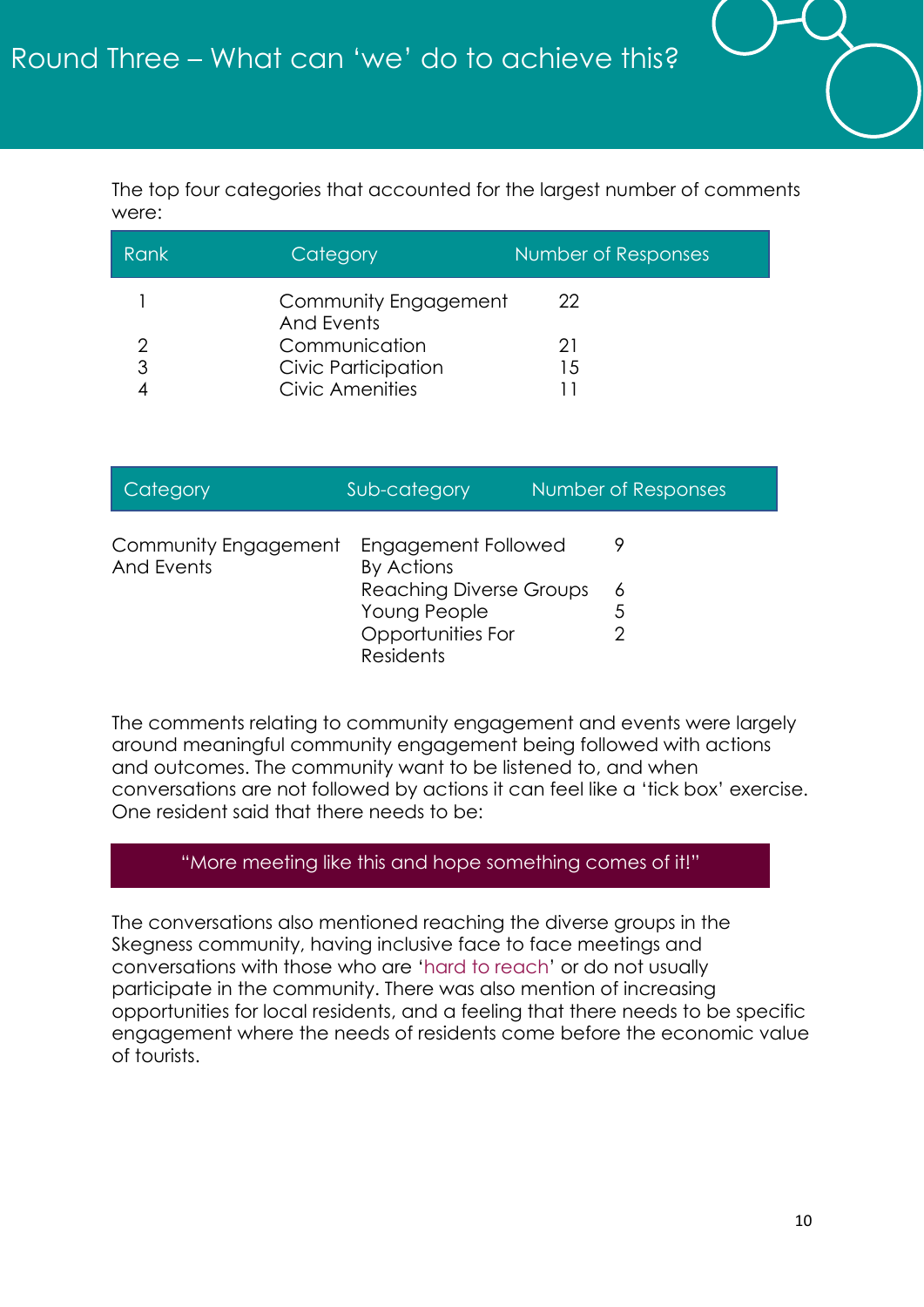# Round Three – What can 'we' do to achieve this?

The top four categories that accounted for the largest number of comments were:

| Rank | Category | Number of Responses |
|---|---|---|
| 1 | Community Engagement And Events | 22 |
| 2 | Communication | 21 |
| 3 | Civic Participation | 15 |
| 4 | Civic Amenities | 11 |

| Category | Sub-category | Number of Responses |
|---|---|---|
| Community Engagement And Events | Engagement Followed By Actions | 9 |
| | Reaching Diverse Groups | 6 |
| | Young People | 5 |
| | Opportunities For Residents | 2 |

The comments relating to community engagement and events were largely around meaningful community engagement being followed with actions and outcomes. The community want to be listened to, and when conversations are not followed by actions it can feel like a 'tick box' exercise. One resident said that there needs to be:

> "More meeting like this and hope something comes of it!"

The conversations also mentioned reaching the diverse groups in the Skegness community, having inclusive face to face meetings and conversations with those who are 'hard to reach' or do not usually participate in the community. There was also mention of increasing opportunities for local residents, and a feeling that there needs to be specific engagement where the needs of residents come before the economic value of tourists.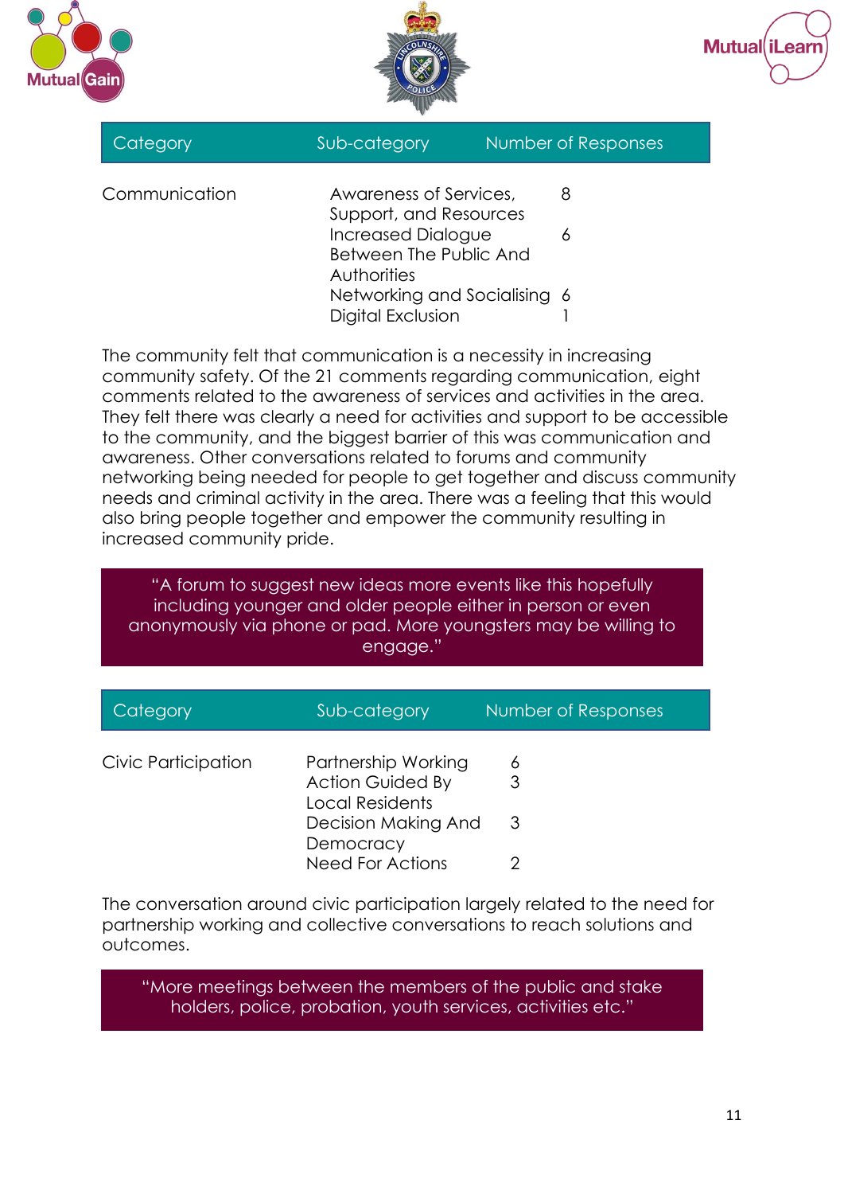| Category | Sub-category | Number of Responses |
| --- | --- | --- |
| Communication | Awareness of Services, Support, and Resources | 8 |
| | Increased Dialogue Between The Public And Authorities | 6 |
| | Networking and Socialising | 6 |
| | Digital Exclusion | 1 |

The community felt that communication is a necessity in increasing community safety. Of the 21 comments regarding communication, eight comments related to the awareness of services and activities in the area. They felt there was clearly a need for activities and support to be accessible to the community, and the biggest barrier of this was communication and awareness. Other conversations related to forums and community networking being needed for people to get together and discuss community needs and criminal activity in the area. There was a feeling that this would also bring people together and empower the community resulting in increased community pride.

> "A forum to suggest new ideas more events like this hopefully including younger and older people either in person or even anonymously via phone or pad. More youngsters may be willing to engage."

| Category | Sub-category | Number of Responses |
| --- | --- | --- |
| Civic Participation | Partnership Working | 6 |
| | Action Guided By Local Residents | 3 |
| | Decision Making And Democracy | 3 |
| | Need For Actions | 2 |

The conversation around civic participation largely related to the need for partnership working and collective conversations to reach solutions and outcomes.

> "More meetings between the members of the public and stake holders, police, probation, youth services, activities etc."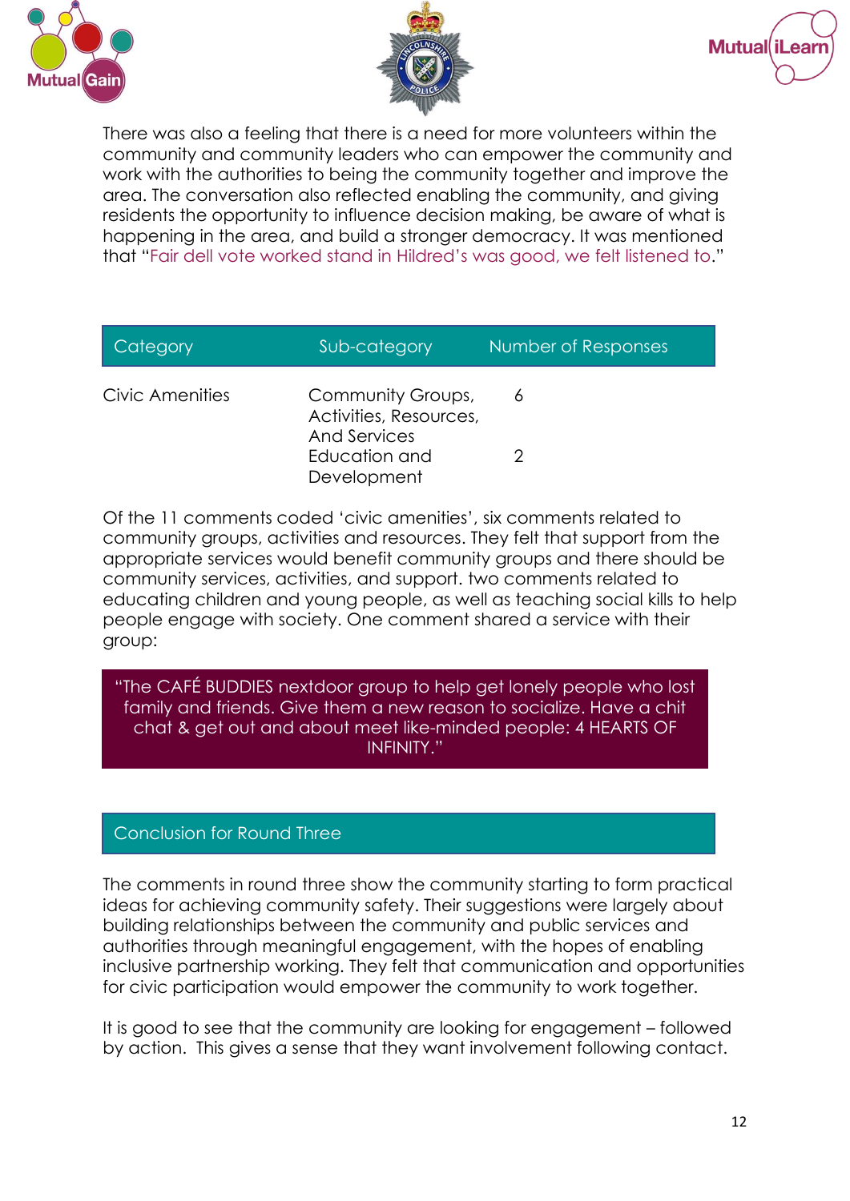There was also a feeling that there is a need for more volunteers within the community and community leaders who can empower the community and work with the authorities to being the community together and improve the area. The conversation also reflected enabling the community, and giving residents the opportunity to influence decision making, be aware of what is happening in the area, and build a stronger democracy. It was mentioned that "Fair dell vote worked stand in Hildred's was good, we felt listened to."

| Category | Sub-category | Number of Responses |
|---|---|---|
| Civic Amenities | Community Groups, Activities, Resources, And Services | 6 |
| | Education and Development | 2 |

Of the 11 comments coded 'civic amenities', six comments related to community groups, activities and resources. They felt that support from the appropriate services would benefit community groups and there should be community services, activities, and support. two comments related to educating children and young people, as well as teaching social kills to help people engage with society. One comment shared a service with their group:

> "The CAFÉ BUDDIES nextdoor group to help get lonely people who lost family and friends. Give them a new reason to socialize. Have a chit chat & get out and about meet like-minded people: 4 HEARTS OF INFINITY."

## Conclusion for Round Three

The comments in round three show the community starting to form practical ideas for achieving community safety. Their suggestions were largely about building relationships between the community and public services and authorities through meaningful engagement, with the hopes of enabling inclusive partnership working. They felt that communication and opportunities for civic participation would empower the community to work together.

It is good to see that the community are looking for engagement – followed by action. This gives a sense that they want involvement following contact.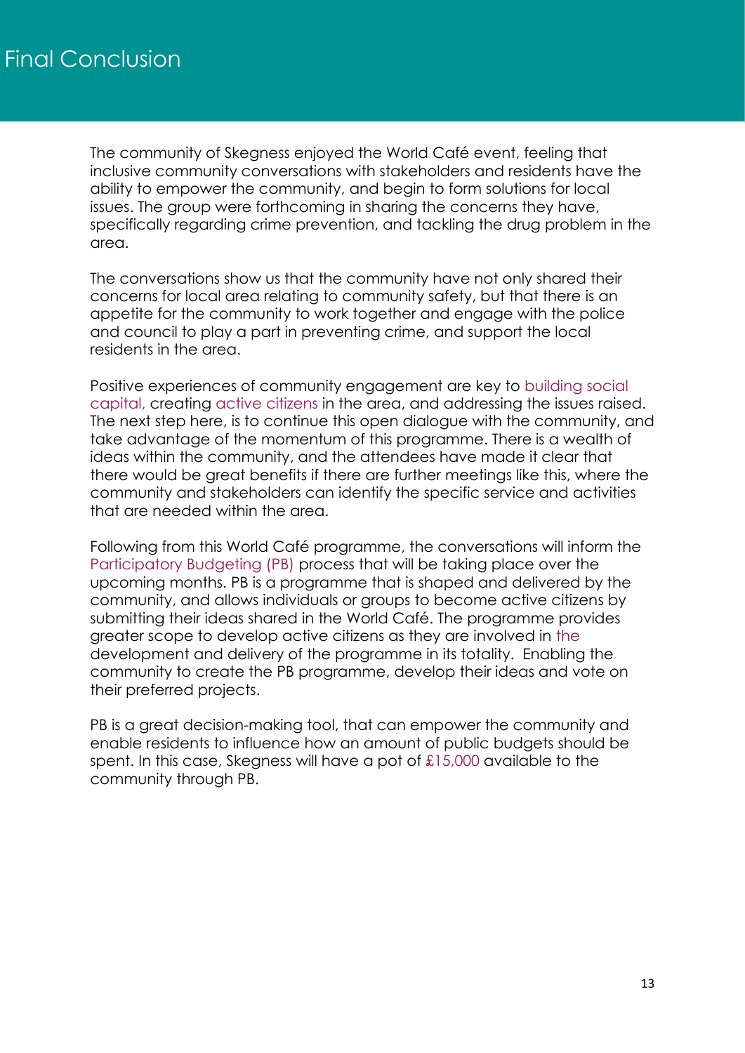# Final Conclusion

The community of Skegness enjoyed the World Café event, feeling that inclusive community conversations with stakeholders and residents have the ability to empower the community, and begin to form solutions for local issues. The group were forthcoming in sharing the concerns they have, specifically regarding crime prevention, and tackling the drug problem in the area.

The conversations show us that the community have not only shared their concerns for local area relating to community safety, but that there is an appetite for the community to work together and engage with the police and council to play a part in preventing crime, and support the local residents in the area.

Positive experiences of community engagement are key to building social capital, creating active citizens in the area, and addressing the issues raised. The next step here, is to continue this open dialogue with the community, and take advantage of the momentum of this programme. There is a wealth of ideas within the community, and the attendees have made it clear that there would be great benefits if there are further meetings like this, where the community and stakeholders can identify the specific service and activities that are needed within the area.

Following from this World Café programme, the conversations will inform the Participatory Budgeting (PB) process that will be taking place over the upcoming months. PB is a programme that is shaped and delivered by the community, and allows individuals or groups to become active citizens by submitting their ideas shared in the World Café. The programme provides greater scope to develop active citizens as they are involved in the development and delivery of the programme in its totality. Enabling the community to create the PB programme, develop their ideas and vote on their preferred projects.

PB is a great decision-making tool, that can empower the community and enable residents to influence how an amount of public budgets should be spent. In this case, Skegness will have a pot of £15,000 available to the community through PB.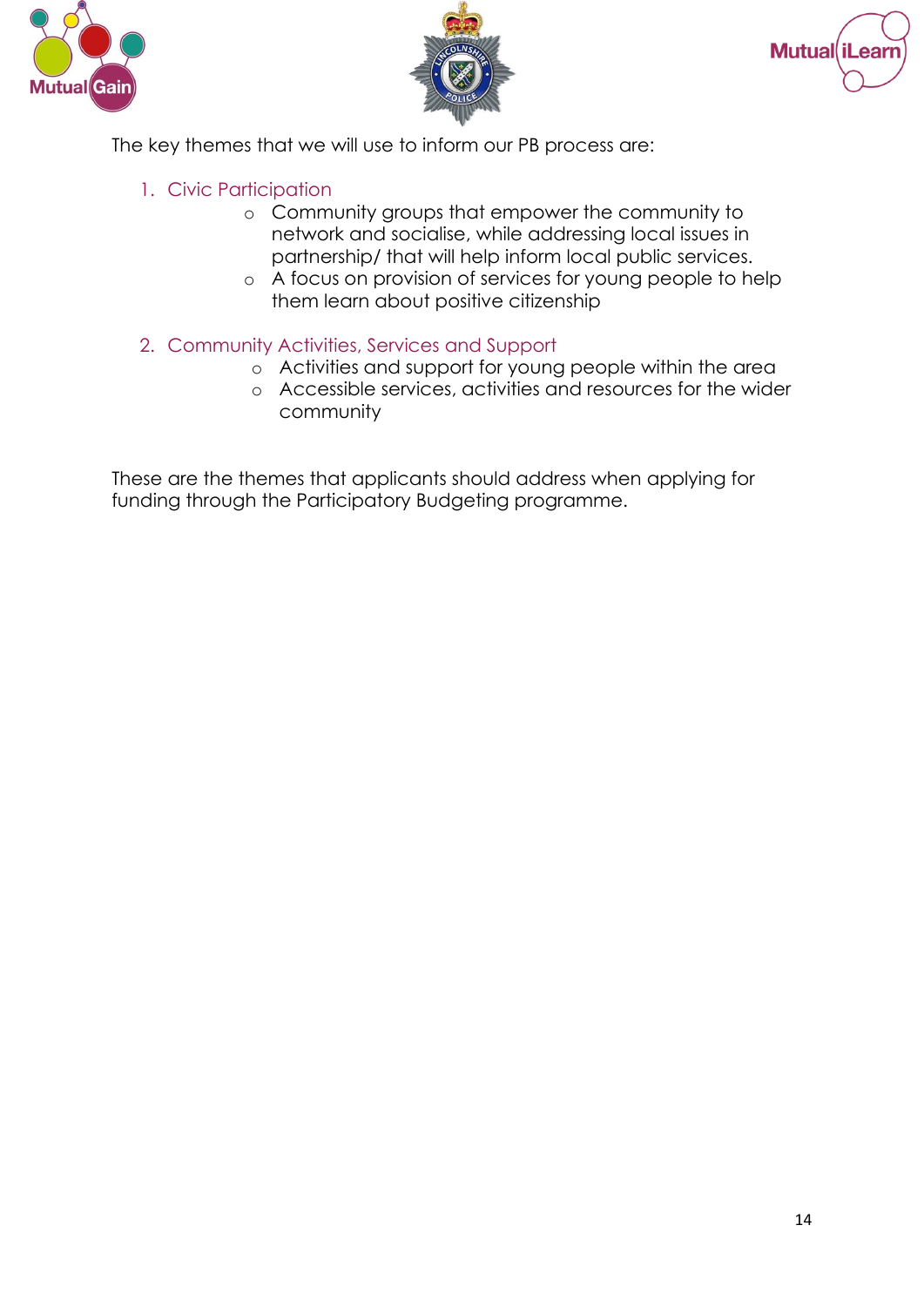The key themes that we will use to inform our PB process are:

1. Civic Participation
    - Community groups that empower the community to network and socialise, while addressing local issues in partnership/ that will help inform local public services.
    - A focus on provision of services for young people to help them learn about positive citizenship

2. Community Activities, Services and Support
    - Activities and support for young people within the area
    - Accessible services, activities and resources for the wider community

These are the themes that applicants should address when applying for funding through the Participatory Budgeting programme.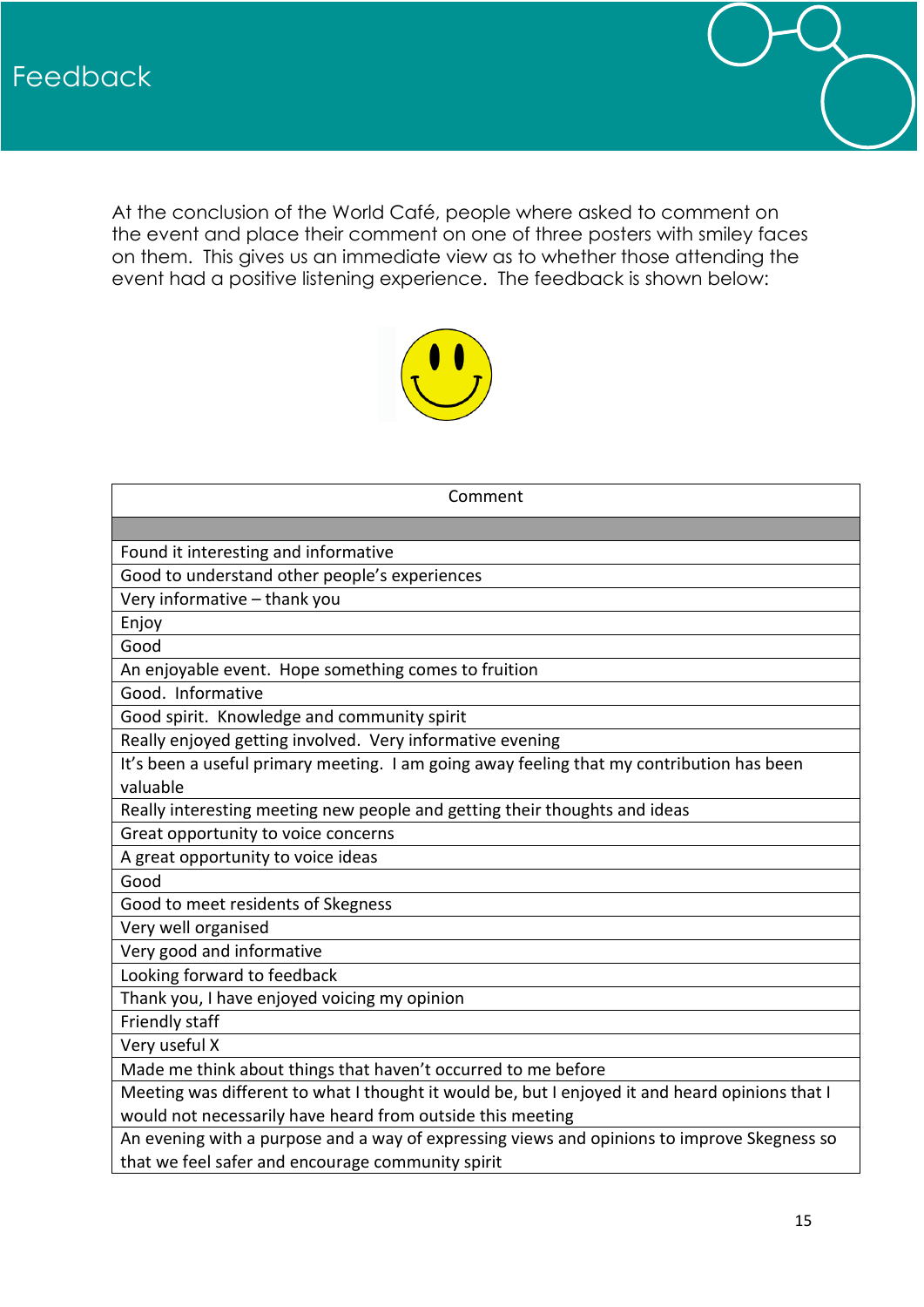# Feedback

At the conclusion of the World Café, people where asked to comment on the event and place their comment on one of three posters with smiley faces on them. This gives us an immediate view as to whether those attending the event had a positive listening experience. The feedback is shown below:

| Comment |
|---|
| |
| Found it interesting and informative |
| Good to understand other people's experiences |
| Very informative – thank you |
| Enjoy |
| Good |
| An enjoyable event. Hope something comes to fruition |
| Good. Informative |
| Good spirit. Knowledge and community spirit |
| Really enjoyed getting involved. Very informative evening |
| It's been a useful primary meeting. I am going away feeling that my contribution has been valuable |
| Really interesting meeting new people and getting their thoughts and ideas |
| Great opportunity to voice concerns |
| A great opportunity to voice ideas |
| Good |
| Good to meet residents of Skegness |
| Very well organised |
| Very good and informative |
| Looking forward to feedback |
| Thank you, I have enjoyed voicing my opinion |
| Friendly staff |
| Very useful X |
| Made me think about things that haven't occurred to me before |
| Meeting was different to what I thought it would be, but I enjoyed it and heard opinions that I would not necessarily have heard from outside this meeting |
| An evening with a purpose and a way of expressing views and opinions to improve Skegness so that we feel safer and encourage community spirit |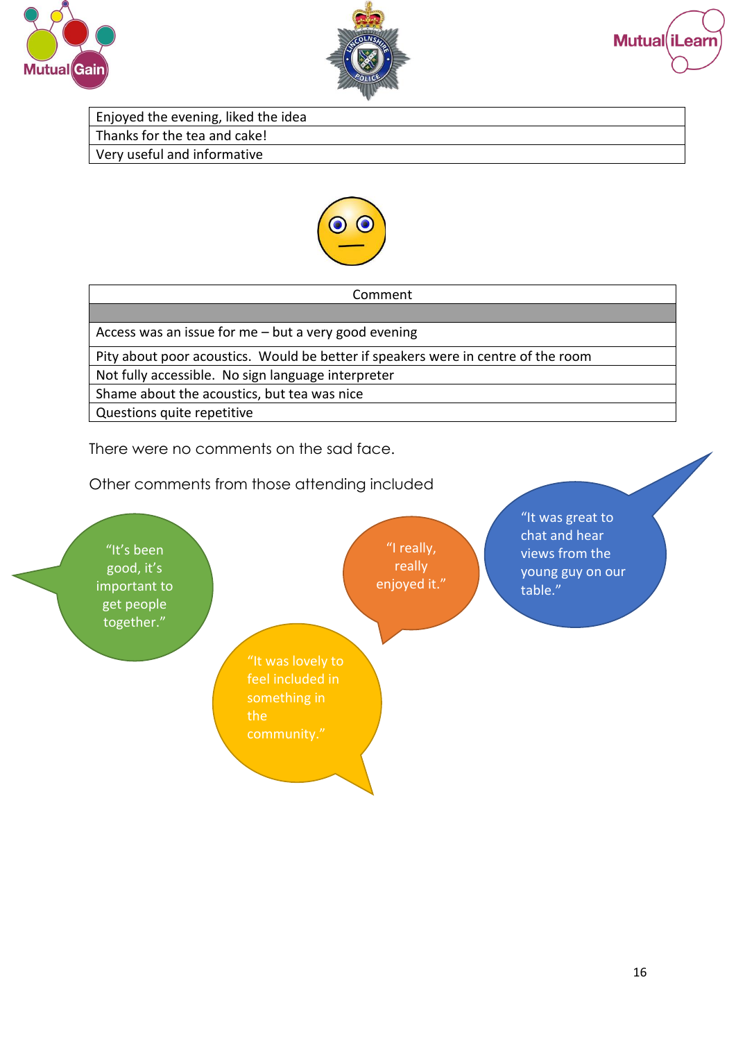| Enjoyed the evening, liked the idea |
| --- |
| Thanks for the tea and cake! |
| Very useful and informative |

| Comment |
| --- |
| |
| Access was an issue for me – but a very good evening |
| Pity about poor acoustics.  Would be better if speakers were in centre of the room |
| Not fully accessible.  No sign language interpreter |
| Shame about the acoustics, but tea was nice |
| Questions quite repetitive |

There were no comments on the sad face.

Other comments from those attending included

“It’s been good, it’s important to get people together.”

“I really, really enjoyed it.”

“It was great to chat and hear views from the young guy on our table.”

“It was lovely to feel included in something in the community.”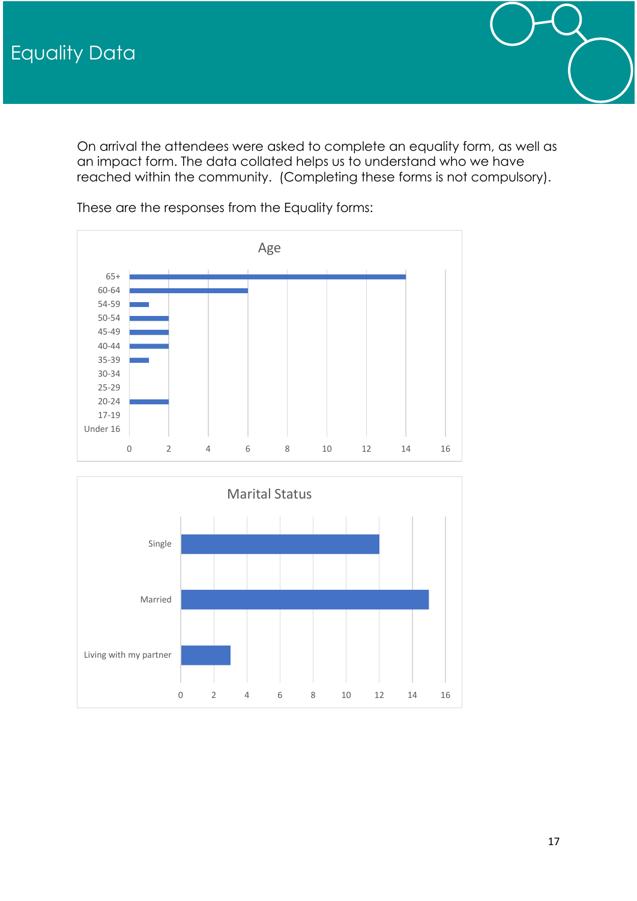# Equality Data

On arrival the attendees were asked to complete an equality form, as well as an impact form. The data collated helps us to understand who we have reached within the community. (Completing these forms is not compulsory).

These are the responses from the Equality forms:

**Age**

| Age | Responses |
|---|---|
| 65+ | 14 |
| 60-64 | 6 |
| 54-59 | 1 |
| 50-54 | 2 |
| 45-49 | 2 |
| 40-44 | 2 |
| 35-39 | 1 |
| 30-34 | 0 |
| 25-29 | 0 |
| 20-24 | 2 |
| 17-19 | 0 |
| Under 16 | 0 |

**Marital Status**

| Marital Status | Responses |
|---|---|
| Single | 12 |
| Married | 15 |
| Living with my partner | 3 |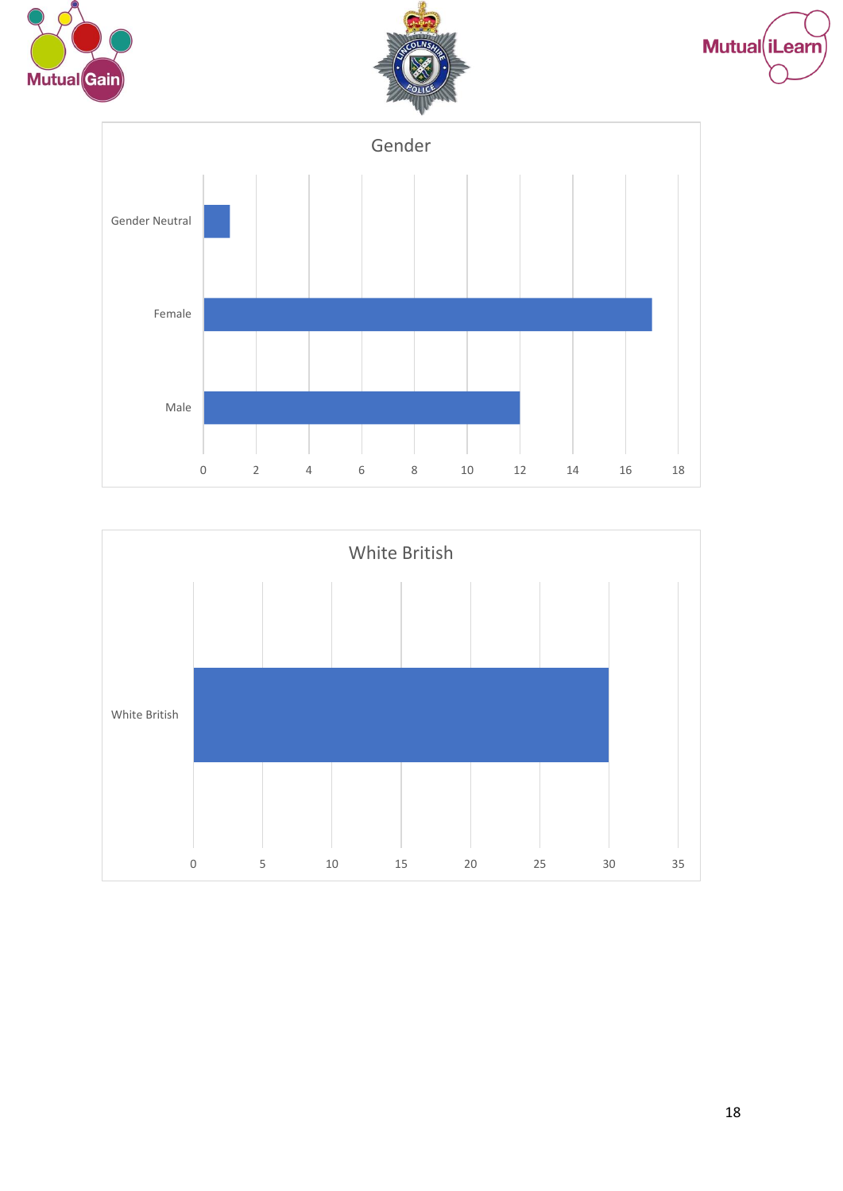**Gender**

| Gender | Count |
|---|---|
| Gender Neutral | 1 |
| Female | 17 |
| Male | 12 |

**White British**

| Ethnicity | Count |
|---|---|
| White British | 30 |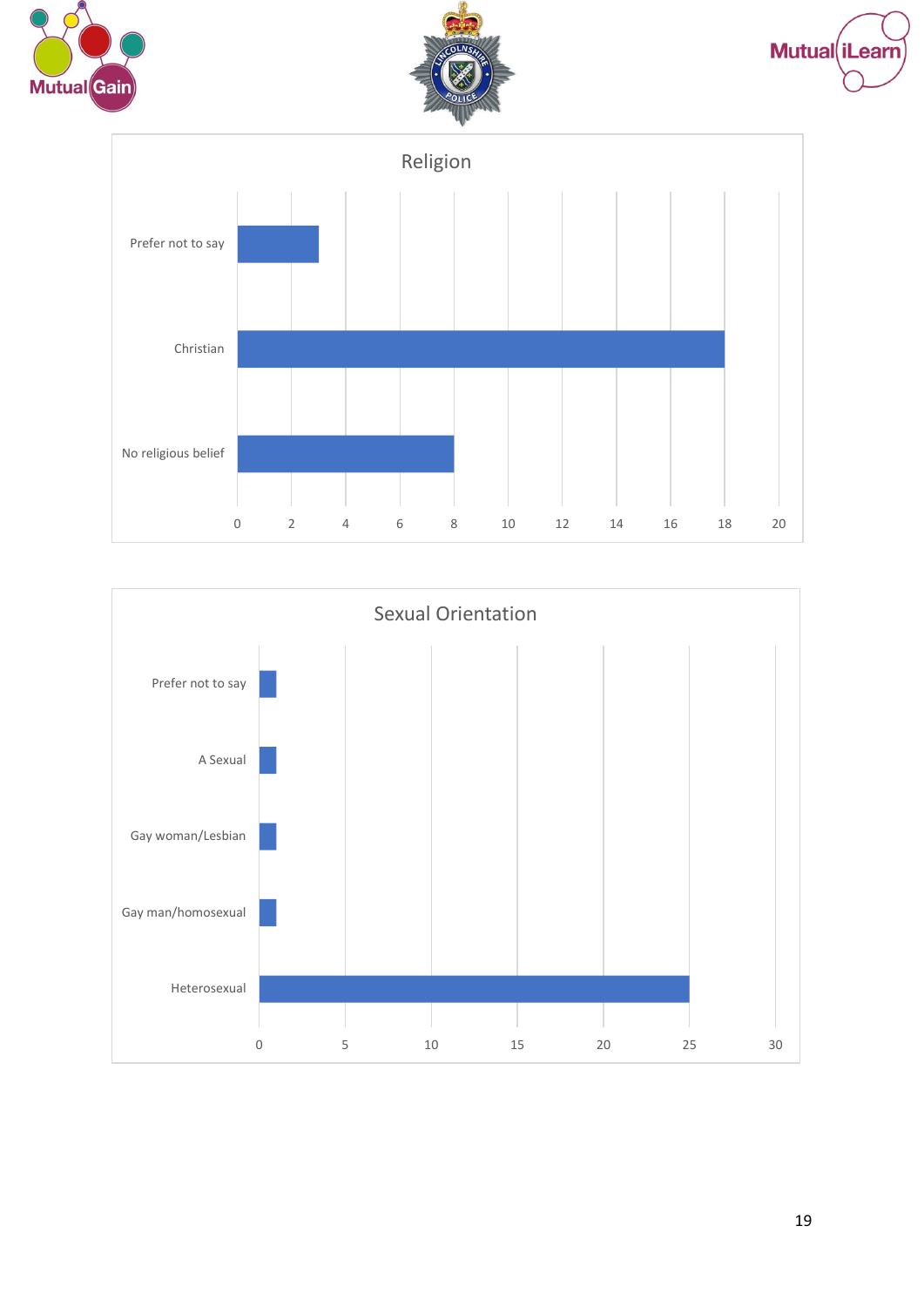## Religion

| Religion | Count |
| --- | --- |
| Prefer not to say | 3 |
| Christian | 18 |
| No religious belief | 8 |

## Sexual Orientation

| Sexual Orientation | Count |
| --- | --- |
| Prefer not to say | 1 |
| A Sexual | 1 |
| Gay woman/Lesbian | 1 |
| Gay man/homosexual | 1 |
| Heterosexual | 25 |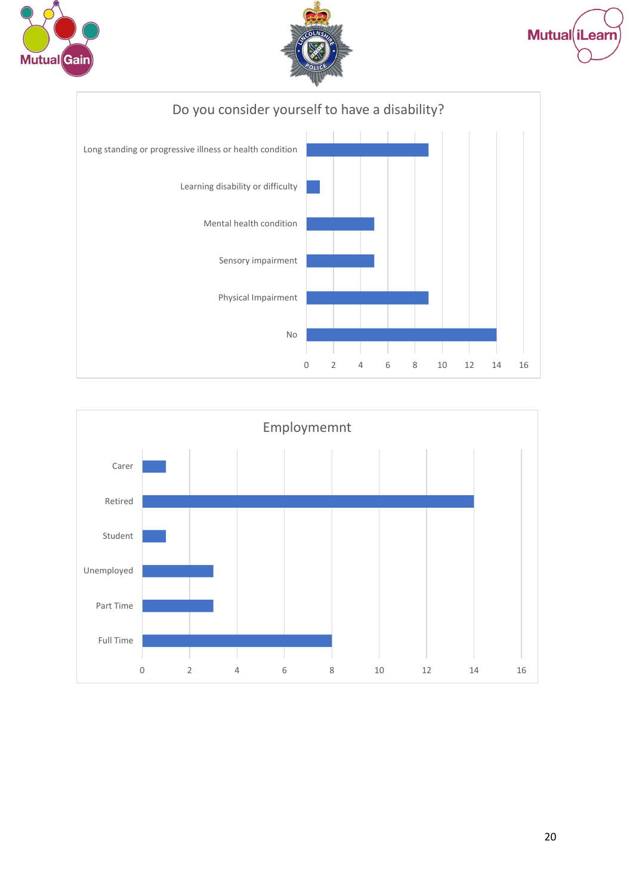## Do you consider yourself to have a disability?

| Response | Count |
|---|---|
| Long standing or progressive illness or health condition | 9 |
| Learning disability or difficulty | 1 |
| Mental health condition | 5 |
| Sensory impairment | 5 |
| Physical Impairment | 9 |
| No | 14 |

## Employmemnt

| Status | Count |
|---|---|
| Carer | 1 |
| Retired | 14 |
| Student | 1 |
| Unemployed | 3 |
| Part Time | 3 |
| Full Time | 8 |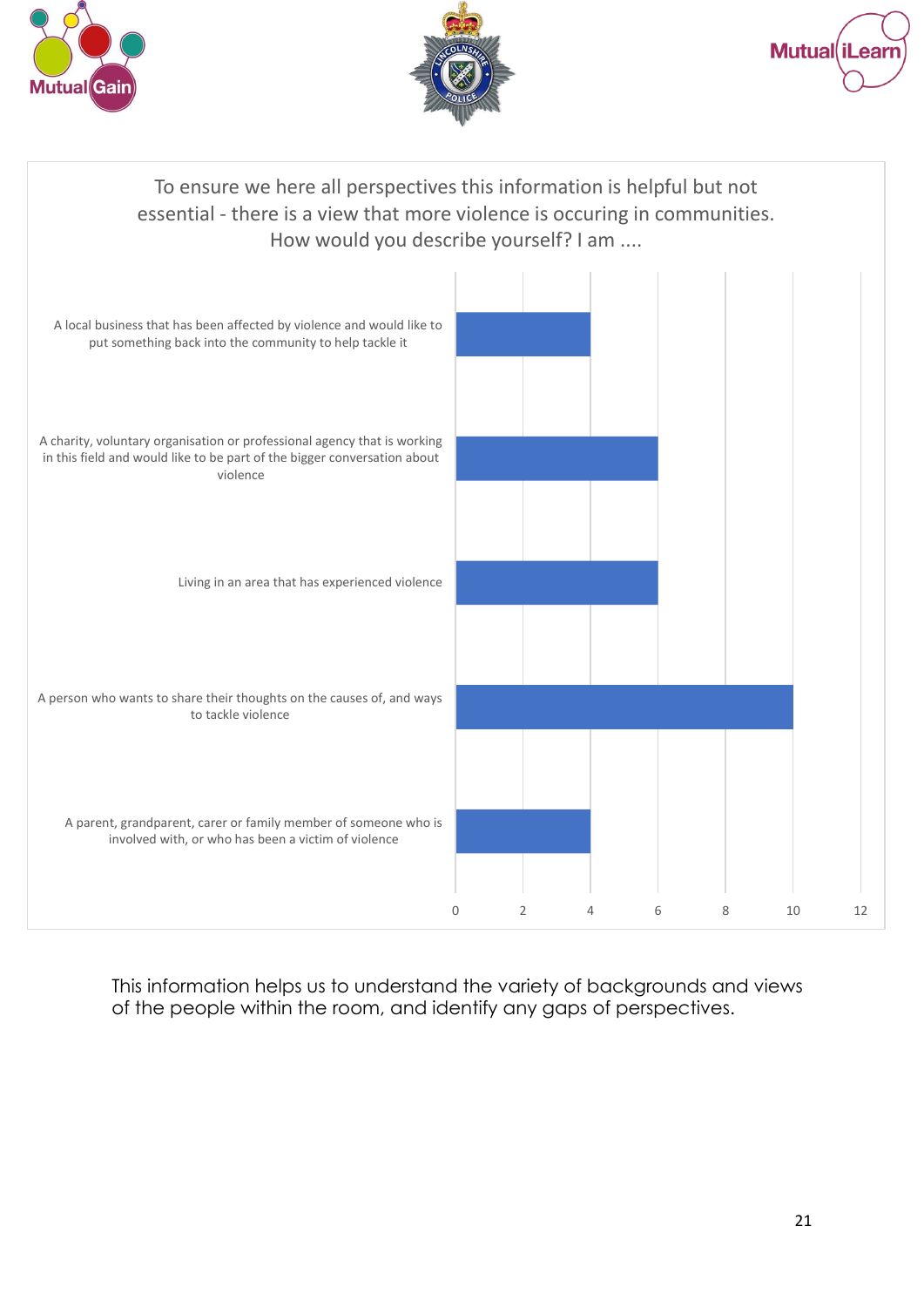To ensure we here all perspectives this information is helpful but not essential - there is a view that more violence is occuring in communities. How would you describe yourself? I am ....

| Response | Count |
|---|---|
| A local business that has been affected by violence and would like to put something back into the community to help tackle it | 4 |
| A charity, voluntary organisation or professional agency that is working in this field and would like to be part of the bigger conversation about violence | 6 |
| Living in an area that has experienced violence | 6 |
| A person who wants to share their thoughts on the causes of, and ways to tackle violence | 10 |
| A parent, grandparent, carer or family member of someone who is involved with, or who has been a victim of violence | 4 |

This information helps us to understand the variety of backgrounds and views of the people within the room, and identify any gaps of perspectives.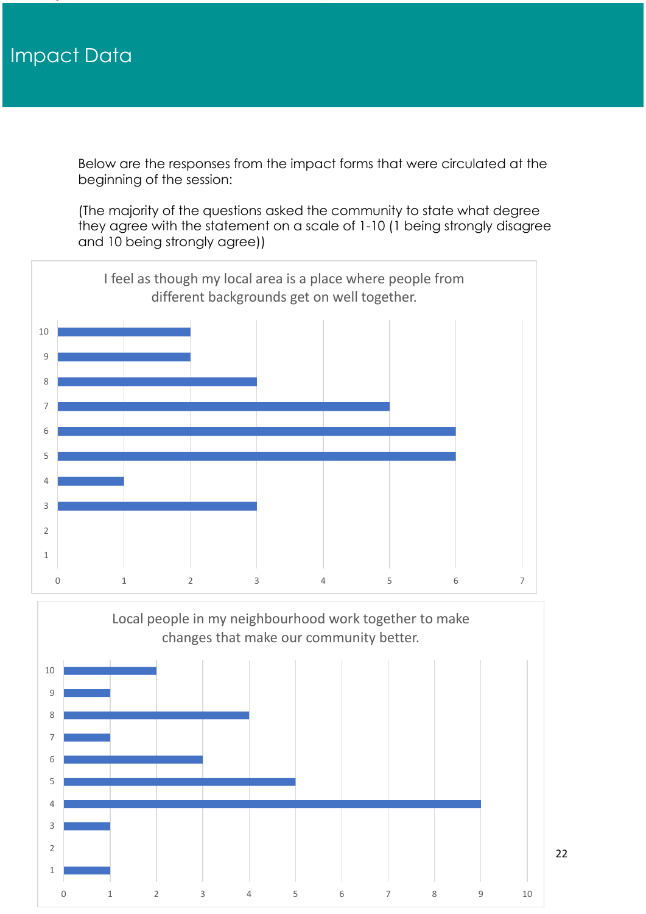# Impact Data

Below are the responses from the impact forms that were circulated at the beginning of the session:

(The majority of the questions asked the community to state what degree they agree with the statement on a scale of 1-10 (1 being strongly disagree and 10 being strongly agree))

**I feel as though my local area is a place where people from different backgrounds get on well together.**

| Rating | Responses |
|---|---|
| 10 | 2 |
| 9 | 2 |
| 8 | 3 |
| 7 | 5 |
| 6 | 6 |
| 5 | 6 |
| 4 | 1 |
| 3 | 3 |
| 2 | 0 |
| 1 | 0 |

**Local people in my neighbourhood work together to make changes that make our community better.**

| Rating | Responses |
|---|---|
| 10 | 2 |
| 9 | 1 |
| 8 | 4 |
| 7 | 1 |
| 6 | 3 |
| 5 | 5 |
| 4 | 9 |
| 3 | 1 |
| 2 | 0 |
| 1 | 1 |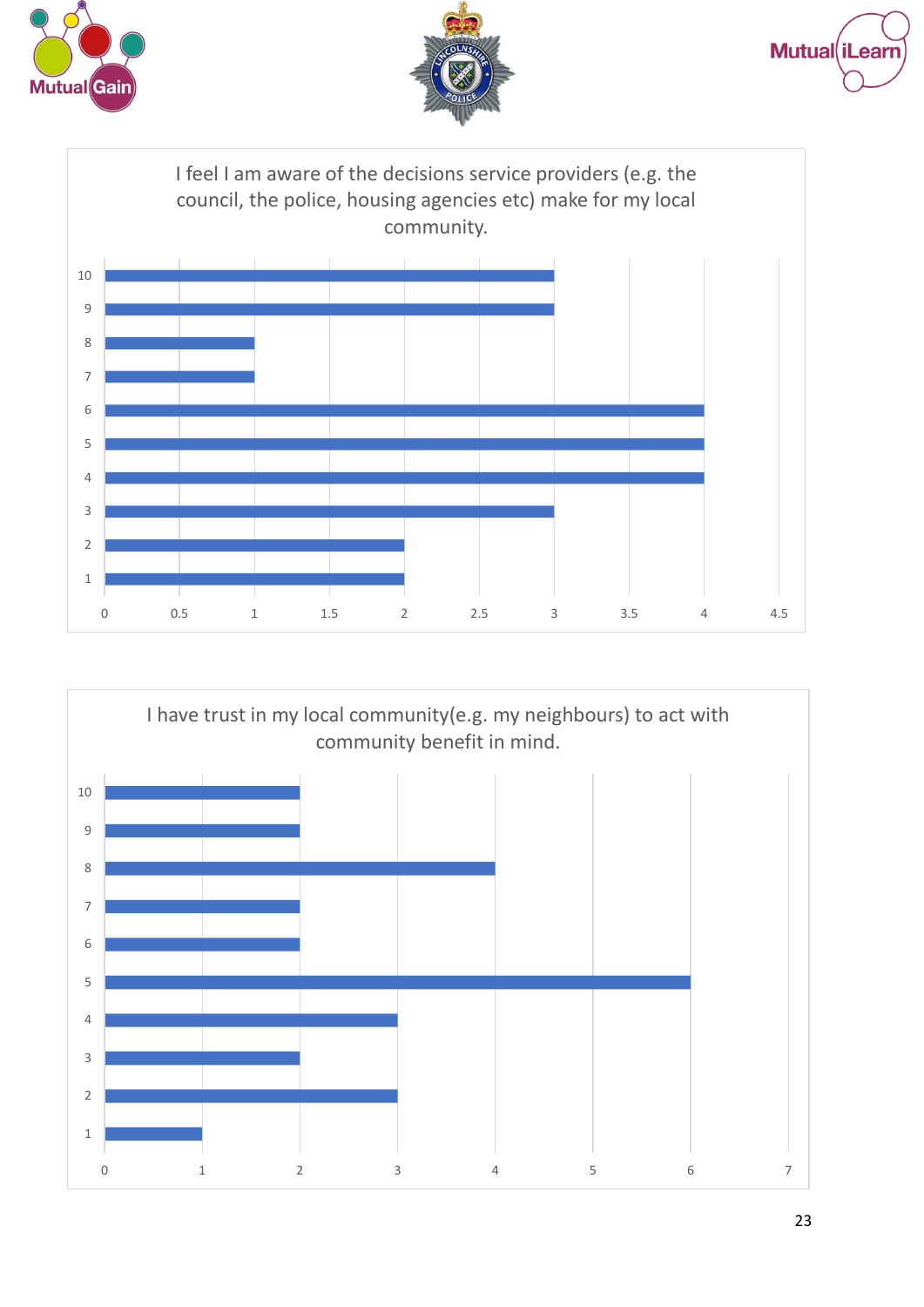I feel I am aware of the decisions service providers (e.g. the council, the police, housing agencies etc) make for my local community.

| Rating | Count |
|---|---|
| 10 | 3 |
| 9 | 3 |
| 8 | 1 |
| 7 | 1 |
| 6 | 4 |
| 5 | 4 |
| 4 | 4 |
| 3 | 3 |
| 2 | 2 |
| 1 | 2 |

I have trust in my local community(e.g. my neighbours) to act with community benefit in mind.

| Rating | Count |
|---|---|
| 10 | 2 |
| 9 | 2 |
| 8 | 4 |
| 7 | 2 |
| 6 | 2 |
| 5 | 6 |
| 4 | 3 |
| 3 | 2 |
| 2 | 3 |
| 1 | 1 |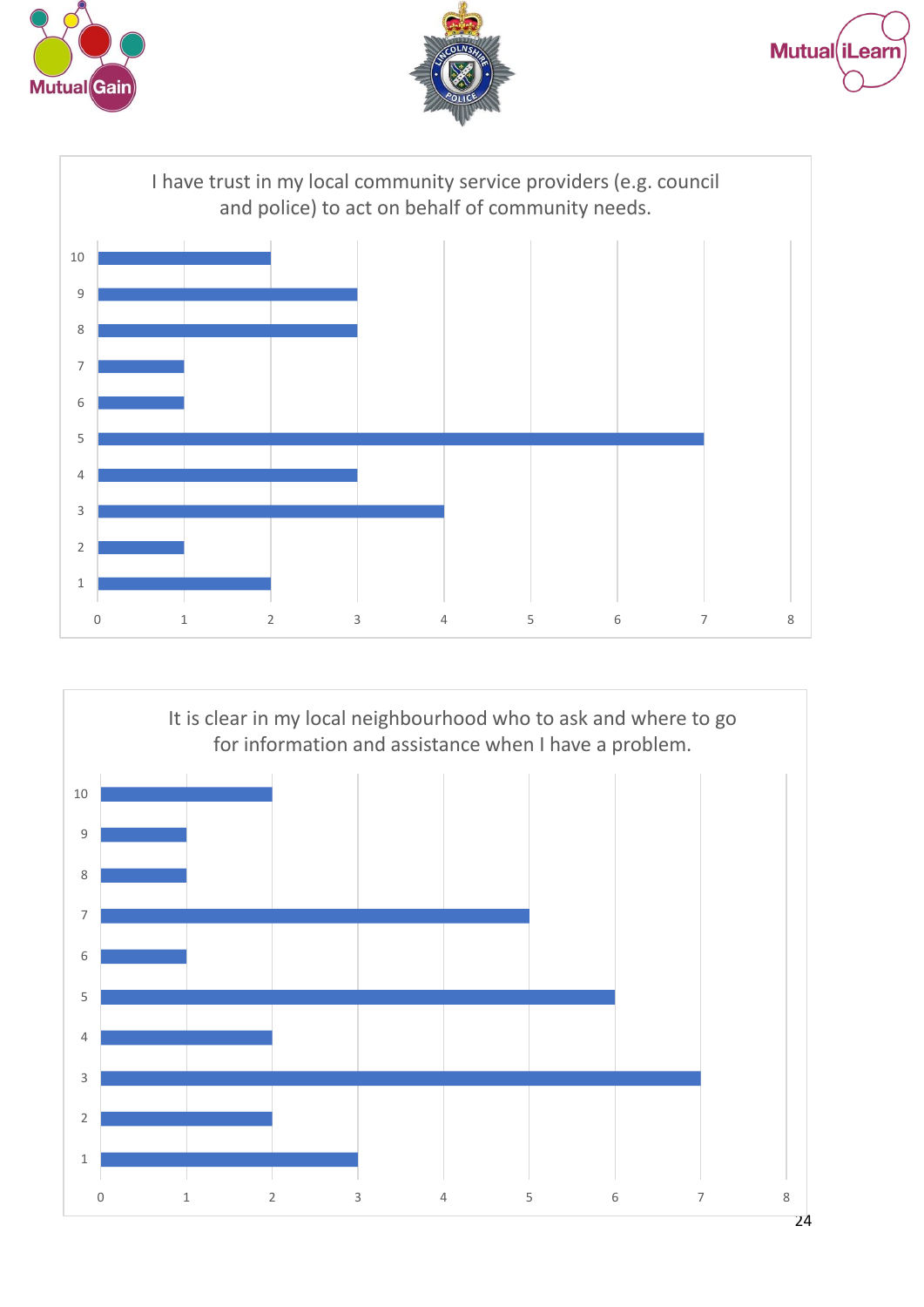I have trust in my local community service providers (e.g. council and police) to act on behalf of community needs.

| Rating | Count |
|---|---|
| 10 | 2 |
| 9 | 3 |
| 8 | 3 |
| 7 | 1 |
| 6 | 1 |
| 5 | 7 |
| 4 | 3 |
| 3 | 4 |
| 2 | 1 |
| 1 | 2 |

It is clear in my local neighbourhood who to ask and where to go for information and assistance when I have a problem.

| Rating | Count |
|---|---|
| 10 | 2 |
| 9 | 1 |
| 8 | 1 |
| 7 | 5 |
| 6 | 1 |
| 5 | 6 |
| 4 | 2 |
| 3 | 7 |
| 2 | 2 |
| 1 | 3 |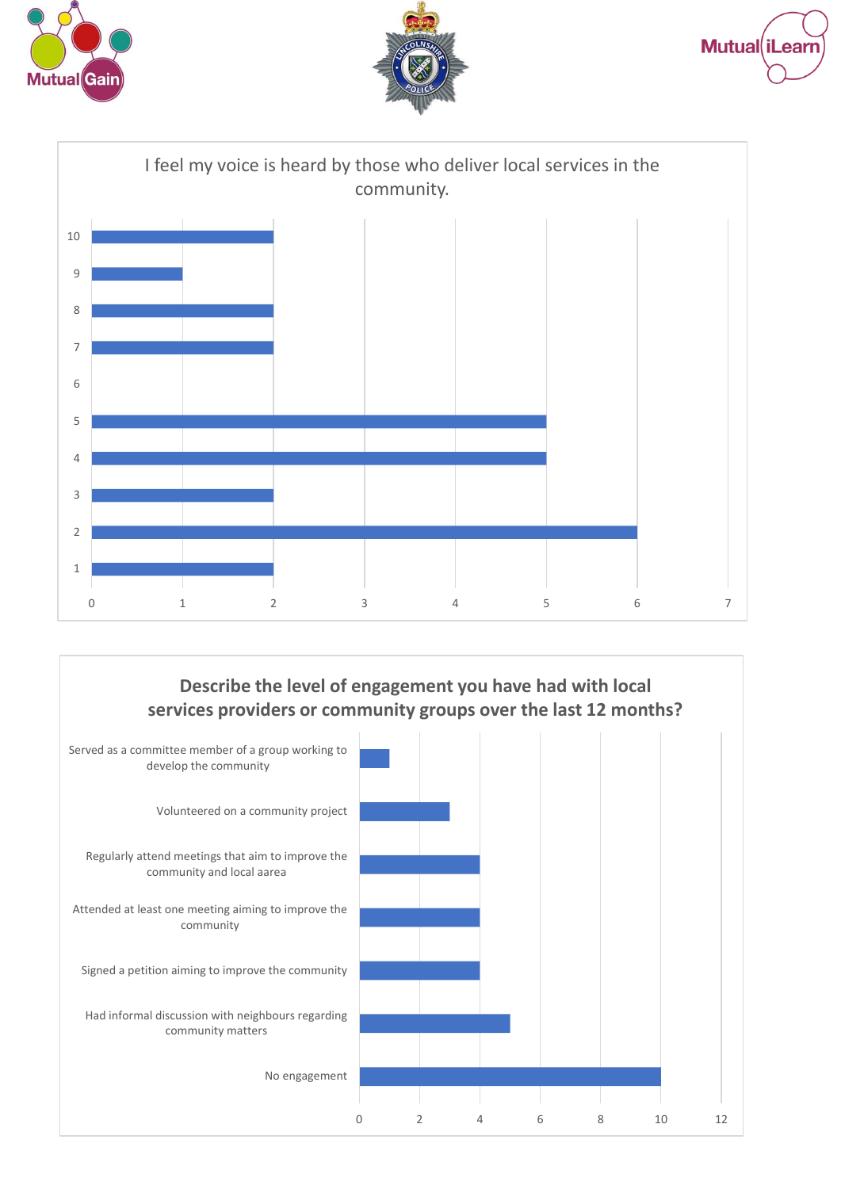I feel my voice is heard by those who deliver local services in the community.

| Rating | Count |
|---|---|
| 1 | 2 |
| 2 | 6 |
| 3 | 2 |
| 4 | 5 |
| 5 | 5 |
| 6 | 0 |
| 7 | 2 |
| 8 | 2 |
| 9 | 1 |
| 10 | 2 |

## Describe the level of engagement you have had with local services providers or community groups over the last 12 months?

| Engagement | Count |
|---|---|
| Served as a committee member of a group working to develop the community | 1 |
| Volunteered on a community project | 3 |
| Regularly attend meetings that aim to improve the community and local aarea | 4 |
| Attended at least one meeting aiming to improve the community | 4 |
| Signed a petition aiming to improve the community | 4 |
| Had informal discussion with neighbours regarding community matters | 5 |
| No engagement | 10 |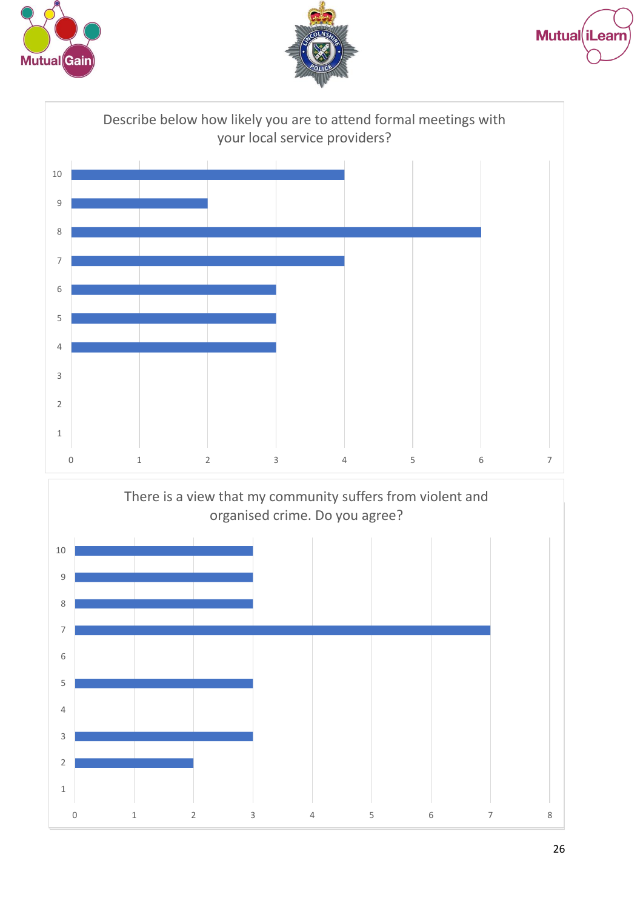## Describe below how likely you are to attend formal meetings with your local service providers?

| Rating | Responses |
|---|---|
| 10 | 4 |
| 9 | 2 |
| 8 | 6 |
| 7 | 4 |
| 6 | 3 |
| 5 | 3 |
| 4 | 3 |
| 3 | 0 |
| 2 | 0 |
| 1 | 0 |

## There is a view that my community suffers from violent and organised crime. Do you agree?

| Rating | Responses |
|---|---|
| 10 | 3 |
| 9 | 3 |
| 8 | 3 |
| 7 | 7 |
| 6 | 0 |
| 5 | 3 |
| 4 | 0 |
| 3 | 3 |
| 2 | 2 |
| 1 | 0 |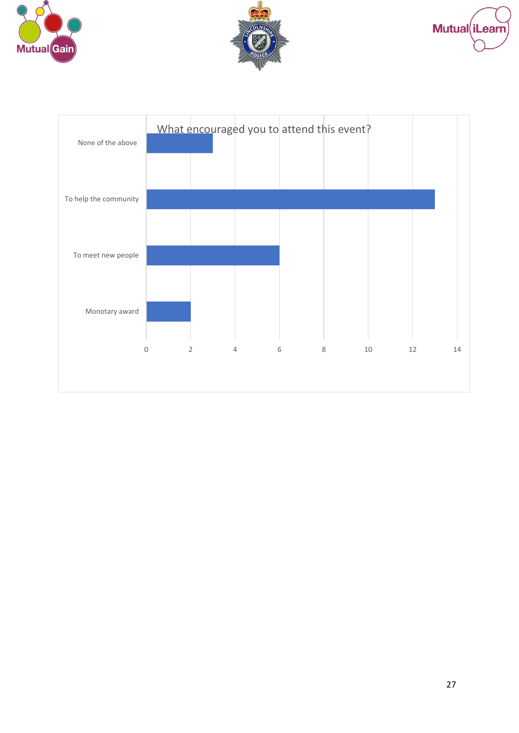What encouraged you to attend this event?

| Response | Count |
|---|---|
| None of the above | 3 |
| To help the community | 13 |
| To meet new people | 6 |
| Monotary award | 2 |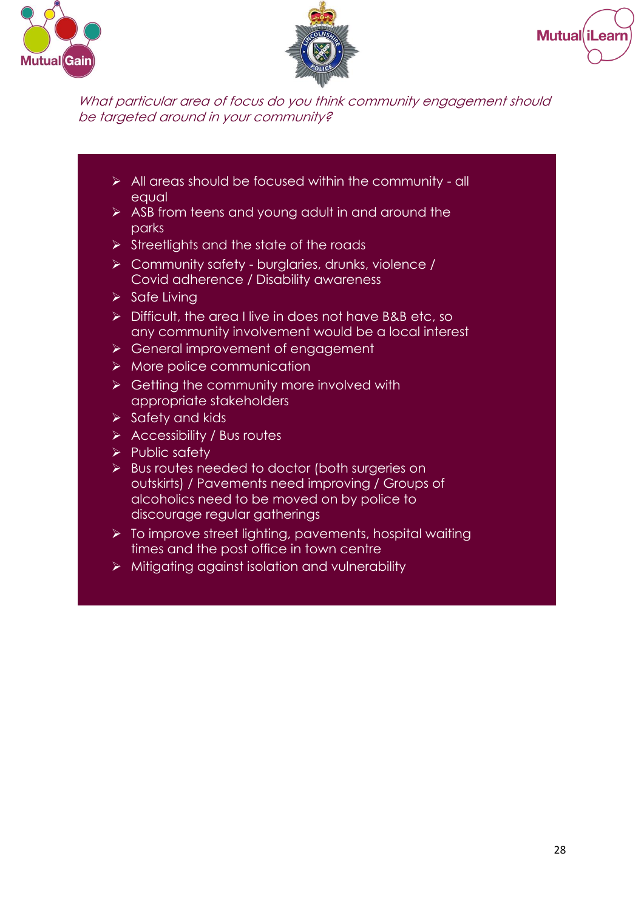*What particular area of focus do you think community engagement should be targeted around in your community?*

- All areas should be focused within the community - all equal
- ASB from teens and young adult in and around the parks
- Streetlights and the state of the roads
- Community safety - burglaries, drunks, violence / Covid adherence / Disability awareness
- Safe Living
- Difficult, the area I live in does not have B&B etc, so any community involvement would be a local interest
- General improvement of engagement
- More police communication
- Getting the community more involved with appropriate stakeholders
- Safety and kids
- Accessibility / Bus routes
- Public safety
- Bus routes needed to doctor (both surgeries on outskirts) / Pavements need improving / Groups of alcoholics need to be moved on by police to discourage regular gatherings
- To improve street lighting, pavements, hospital waiting times and the post office in town centre
- Mitigating against isolation and vulnerability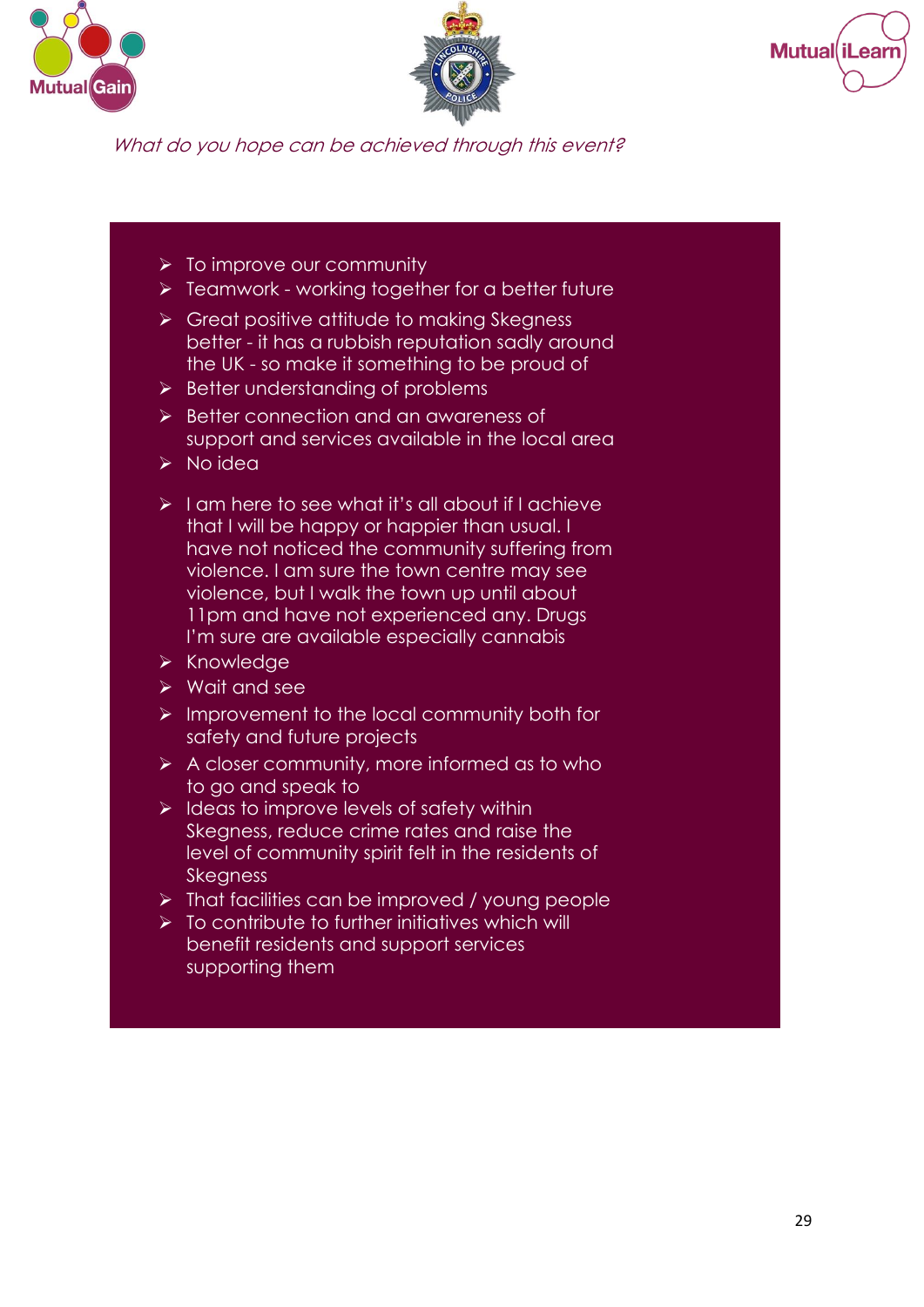*What do you hope can be achieved through this event?*

- To improve our community
- Teamwork - working together for a better future
- Great positive attitude to making Skegness better - it has a rubbish reputation sadly around the UK - so make it something to be proud of
- Better understanding of problems
- Better connection and an awareness of support and services available in the local area
- No idea
- I am here to see what it's all about if I achieve that I will be happy or happier than usual. I have not noticed the community suffering from violence. I am sure the town centre may see violence, but I walk the town up until about 11pm and have not experienced any. Drugs I'm sure are available especially cannabis
- Knowledge
- Wait and see
- Improvement to the local community both for safety and future projects
- A closer community, more informed as to who to go and speak to
- Ideas to improve levels of safety within Skegness, reduce crime rates and raise the level of community spirit felt in the residents of Skegness
- That facilities can be improved / young people
- To contribute to further initiatives which will benefit residents and support services supporting them